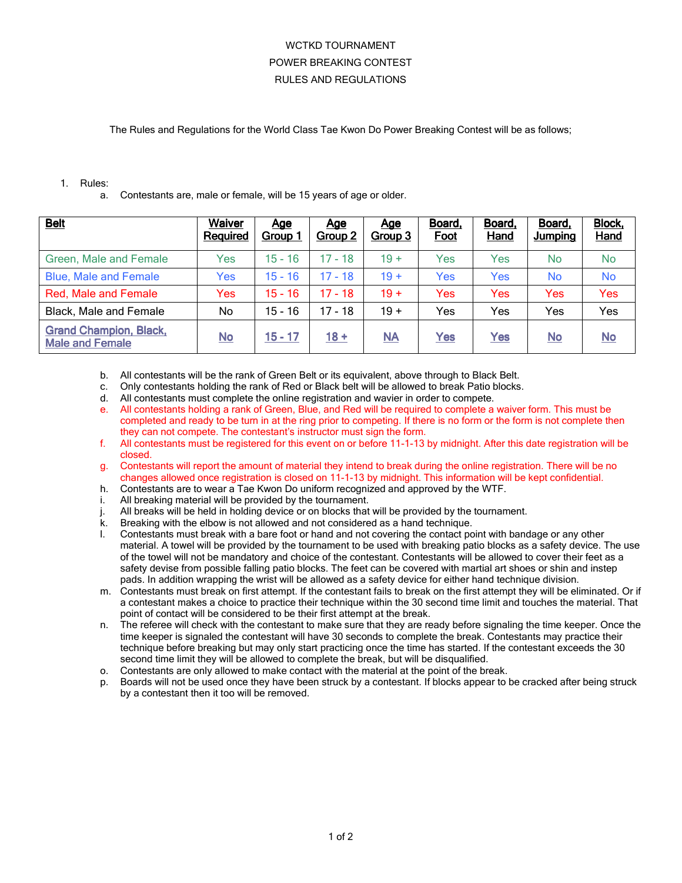WCTKD TOURNAMENT

POWER BREAKING CONTEST

RULES AND REGULATIONS

The Rules and Regulations for the World Class Tae Kwon Do Power Breaking Contest will be as follows;

1. Rules:
   a. Contestants are, male or female, will be 15 years of age or older.

| **Belt** | **Waiver Required** | **Age Group 1** | **Age Group 2** | **Age Group 3** | **Board, Foot** | **Board, Hand** | **Board, Jumping** | **Block, Hand** |
|---|---|---|---|---|---|---|---|---|
| Green, Male and Female | Yes | 15 - 16 | 17 - 18 | 19 + | Yes | Yes | No | No |
| Blue, Male and Female | Yes | 15 - 16 | 17 - 18 | 19 + | Yes | Yes | No | No |
| Red, Male and Female | Yes | 15 - 16 | 17 - 18 | 19 + | Yes | Yes | Yes | Yes |
| Black, Male and Female | No | 15 - 16 | 17 - 18 | 19 + | Yes | Yes | Yes | Yes |
| Grand Champion, Black, Male and Female | No | 15 - 17 | 18 + | NA | Yes | Yes | No | No |

   b. All contestants will be the rank of Green Belt or its equivalent, above through to Black Belt.
   c. Only contestants holding the rank of Red or Black belt will be allowed to break Patio blocks.
   d. All contestants must complete the online registration and wavier in order to compete.
   e. All contestants holding a rank of Green, Blue, and Red will be required to complete a waiver form. This must be completed and ready to be turn in at the ring prior to competing. If there is no form or the form is not complete then they can not compete. The contestant's instructor must sign the form.
   f. All contestants must be registered for this event on or before 11-1-13 by midnight. After this date registration will be closed.
   g. Contestants will report the amount of material they intend to break during the online registration. There will be no changes allowed once registration is closed on 11-1-13 by midnight. This information will be kept confidential.
   h. Contestants are to wear a Tae Kwon Do uniform recognized and approved by the WTF.
   i. All breaking material will be provided by the tournament.
   j. All breaks will be held in holding device or on blocks that will be provided by the tournament.
   k. Breaking with the elbow is not allowed and not considered as a hand technique.
   l. Contestants must break with a bare foot or hand and not covering the contact point with bandage or any other material. A towel will be provided by the tournament to be used with breaking patio blocks as a safety device. The use of the towel will not be mandatory and choice of the contestant. Contestants will be allowed to cover their feet as a safety devise from possible falling patio blocks. The feet can be covered with martial art shoes or shin and instep pads. In addition wrapping the wrist will be allowed as a safety device for either hand technique division.
   m. Contestants must break on first attempt. If the contestant fails to break on the first attempt they will be eliminated. Or if a contestant makes a choice to practice their technique within the 30 second time limit and touches the material. That point of contact will be considered to be their first attempt at the break.
   n. The referee will check with the contestant to make sure that they are ready before signaling the time keeper. Once the time keeper is signaled the contestant will have 30 seconds to complete the break. Contestants may practice their technique before breaking but may only start practicing once the time has started. If the contestant exceeds the 30 second time limit they will be allowed to complete the break, but will be disqualified.
   o. Contestants are only allowed to make contact with the material at the point of the break.
   p. Boards will not be used once they have been struck by a contestant. If blocks appear to be cracked after being struck by a contestant then it too will be removed.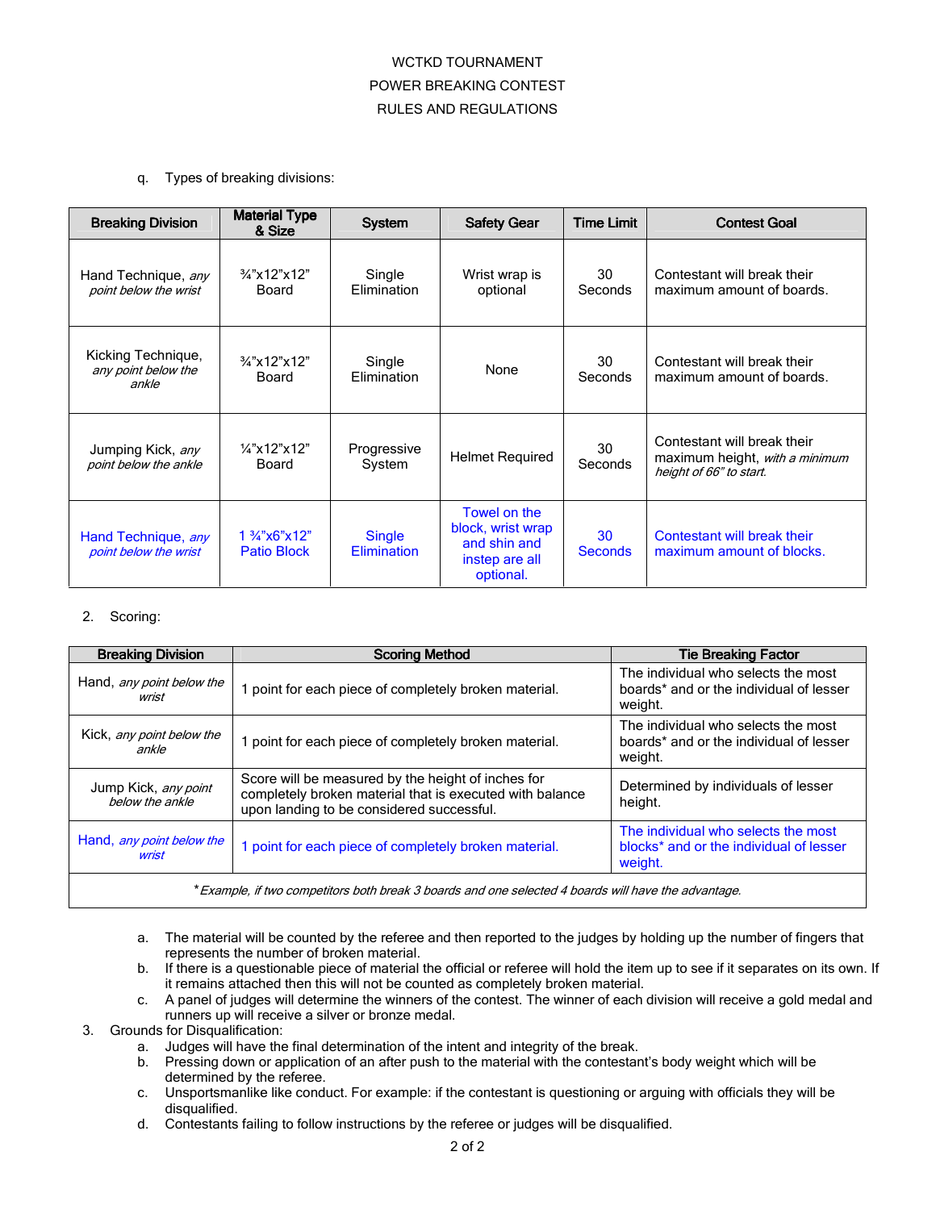WCTKD TOURNAMENT

POWER BREAKING CONTEST

RULES AND REGULATIONS

q. Types of breaking divisions:

| Breaking Division | Material Type & Size | System | Safety Gear | Time Limit | Contest Goal |
|---|---|---|---|---|---|
| Hand Technique, *any point below the wrist* | ¾"x12"x12" Board | Single Elimination | Wrist wrap is optional | 30 Seconds | Contestant will break their maximum amount of boards. |
| Kicking Technique, *any point below the ankle* | ¾"x12"x12" Board | Single Elimination | None | 30 Seconds | Contestant will break their maximum amount of boards. |
| Jumping Kick, *any point below the ankle* | ¼"x12"x12" Board | Progressive System | Helmet Required | 30 Seconds | Contestant will break their maximum height, *with a minimum height of 66" to start.* |
| Hand Technique, *any point below the wrist* | 1 ¾"x6"x12" Patio Block | Single Elimination | Towel on the block, wrist wrap and shin and instep are all optional. | 30 Seconds | Contestant will break their maximum amount of blocks. |

2. Scoring:

| Breaking Division | Scoring Method | Tie Breaking Factor |
|---|---|---|
| Hand, *any point below the wrist* | 1 point for each piece of completely broken material. | The individual who selects the most boards* and or the individual of lesser weight. |
| Kick, *any point below the ankle* | 1 point for each piece of completely broken material. | The individual who selects the most boards* and or the individual of lesser weight. |
| Jump Kick, *any point below the ankle* | Score will be measured by the height of inches for completely broken material that is executed with balance upon landing to be considered successful. | Determined by individuals of lesser height. |
| Hand, *any point below the wrist* | 1 point for each piece of completely broken material. | The individual who selects the most blocks* and or the individual of lesser weight. |

**Example, if two competitors both break 3 boards and one selected 4 boards will have the advantage.*

a. The material will be counted by the referee and then reported to the judges by holding up the number of fingers that represents the number of broken material.
b. If there is a questionable piece of material the official or referee will hold the item up to see if it separates on its own. If it remains attached then this will not be counted as completely broken material.
c. A panel of judges will determine the winners of the contest. The winner of each division will receive a gold medal and runners up will receive a silver or bronze medal.

3. Grounds for Disqualification:
   a. Judges will have the final determination of the intent and integrity of the break.
   b. Pressing down or application of an after push to the material with the contestant's body weight which will be determined by the referee.
   c. Unsportsmanlike like conduct. For example: if the contestant is questioning or arguing with officials they will be disqualified.
   d. Contestants failing to follow instructions by the referee or judges will be disqualified.